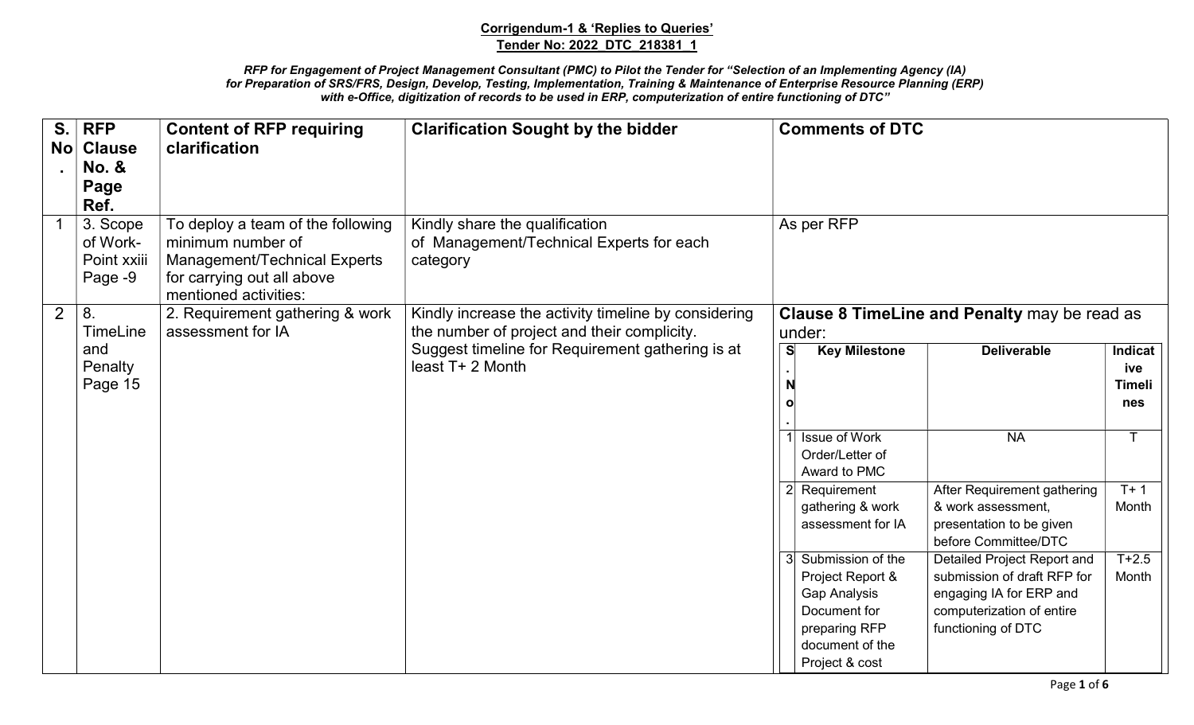**Corrigendum-1 & 'Replies to Queries'**
**Tender No: 2022_DTC_218381_1**

***RFP for Engagement of Project Management Consultant (PMC) to Pilot the Tender for "Selection of an Implementing Agency (IA) for Preparation of SRS/FRS, Design, Develop, Testing, Implementation, Training & Maintenance of Enterprise Resource Planning (ERP) with e-Office, digitization of records to be used in ERP, computerization of entire functioning of DTC"***

| S. No. | RFP Clause No. & Page Ref. | Content of RFP requiring clarification | Clarification Sought by the bidder | Comments of DTC |
|---|---|---|---|---|
| 1 | 3. Scope of Work- Point xxiii Page -9 | To deploy a team of the following minimum number of Management/Technical Experts for carrying out all above mentioned activities: | Kindly share the qualification of Management/Technical Experts for each category | As per RFP |
| 2 | 8. TimeLine and Penalty Page 15 | 2. Requirement gathering & work assessment for IA | Kindly increase the activity timeline by considering the number of project and their complicity. Suggest timeline for Requirement gathering is at least T+ 2 Month | **Clause 8 TimeLine and Penalty** may be read as under: (see table below) |

| S. No. | Key Milestone | Deliverable | Indicative Timelines |
|---|---|---|---|
| 1 | Issue of Work Order/Letter of Award to PMC | NA | T |
| 2 | Requirement gathering & work assessment for IA | After Requirement gathering & work assessment, presentation to be given before Committee/DTC | T+ 1 Month |
| 3 | Submission of the Project Report & Gap Analysis Document for preparing RFP document of the Project & cost | Detailed Project Report and submission of draft RFP for engaging IA for ERP and computerization of entire functioning of DTC | T+2.5 Month |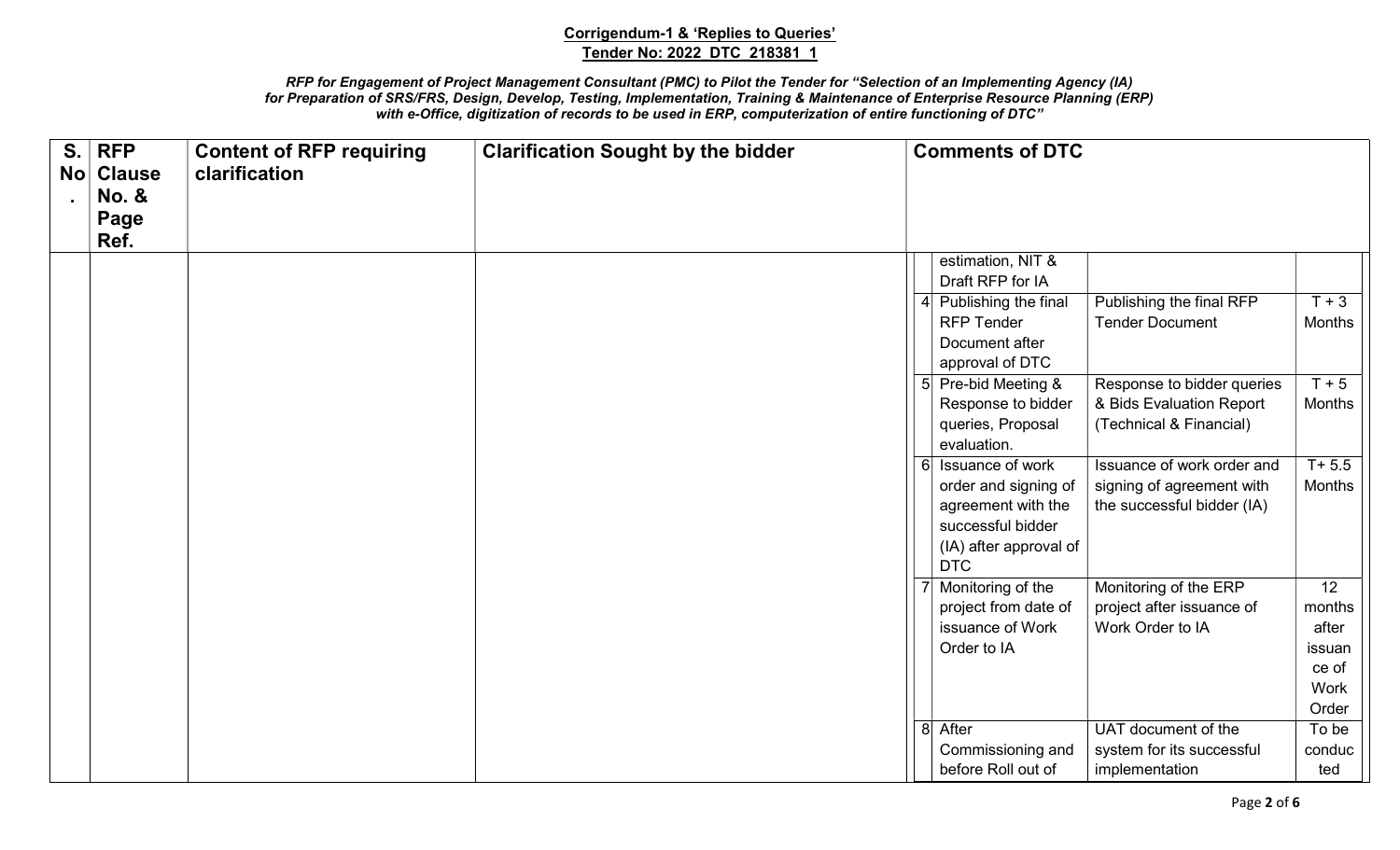**Corrigendum-1 & 'Replies to Queries'**
**Tender No: 2022_DTC_218381_1**

***RFP for Engagement of Project Management Consultant (PMC) to Pilot the Tender for "Selection of an Implementing Agency (IA) for Preparation of SRS/FRS, Design, Develop, Testing, Implementation, Training & Maintenance of Enterprise Resource Planning (ERP) with e-Office, digitization of records to be used in ERP, computerization of entire functioning of DTC"***

| S. No. | RFP Clause No. & Page Ref. | Content of RFP requiring clarification | Clarification Sought by the bidder | Comments of DTC |
|---|---|---|---|---|
| | | | | |

| | | | |
|---|---|---|---|
| | estimation, NIT & Draft RFP for IA | | |
| 4 | Publishing the final RFP Tender Document after approval of DTC | Publishing the final RFP Tender Document | T + 3 Months |
| 5 | Pre-bid Meeting & Response to bidder queries, Proposal evaluation. | Response to bidder queries & Bids Evaluation Report (Technical & Financial) | T + 5 Months |
| 6 | Issuance of work order and signing of agreement with the successful bidder (IA) after approval of DTC | Issuance of work order and signing of agreement with the successful bidder (IA) | T+ 5.5 Months |
| 7 | Monitoring of the project from date of issuance of Work Order to IA | Monitoring of the ERP project after issuance of Work Order to IA | 12 months after issuance of Work Order |
| 8 | After Commissioning and before Roll out of | UAT document of the system for its successful implementation | To be conducted |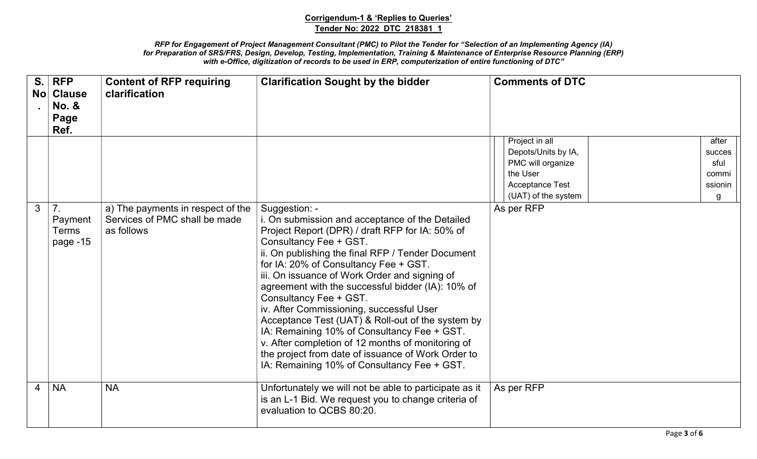**Corrigendum-1 & 'Replies to Queries'**
**Tender No: 2022_DTC_218381_1**

***RFP for Engagement of Project Management Consultant (PMC) to Pilot the Tender for "Selection of an Implementing Agency (IA) for Preparation of SRS/FRS, Design, Develop, Testing, Implementation, Training & Maintenance of Enterprise Resource Planning (ERP) with e-Office, digitization of records to be used in ERP, computerization of entire functioning of DTC"***

| S. No. | RFP Clause No. & Page Ref. | Content of RFP requiring clarification | Clarification Sought by the bidder | Comments of DTC |
|---|---|---|---|---|
| | | | | Project in all Depots/Units by IA, PMC will organize the User Acceptance Test (UAT) of the system \| after successful commissioning |
| 3 | 7. Payment Terms page -15 | a) The payments in respect of the Services of PMC shall be made as follows | Suggestion: -<br>i. On submission and acceptance of the Detailed Project Report (DPR) / draft RFP for IA: 50% of Consultancy Fee + GST.<br>ii. On publishing the final RFP / Tender Document for IA: 20% of Consultancy Fee + GST.<br>iii. On issuance of Work Order and signing of agreement with the successful bidder (IA): 10% of Consultancy Fee + GST.<br>iv. After Commissioning, successful User Acceptance Test (UAT) & Roll-out of the system by IA: Remaining 10% of Consultancy Fee + GST.<br>v. After completion of 12 months of monitoring of the project from date of issuance of Work Order to IA: Remaining 10% of Consultancy Fee + GST. | As per RFP |
| 4 | NA | NA | Unfortunately we will not be able to participate as it is an L-1 Bid. We request you to change criteria of evaluation to QCBS 80:20. | As per RFP |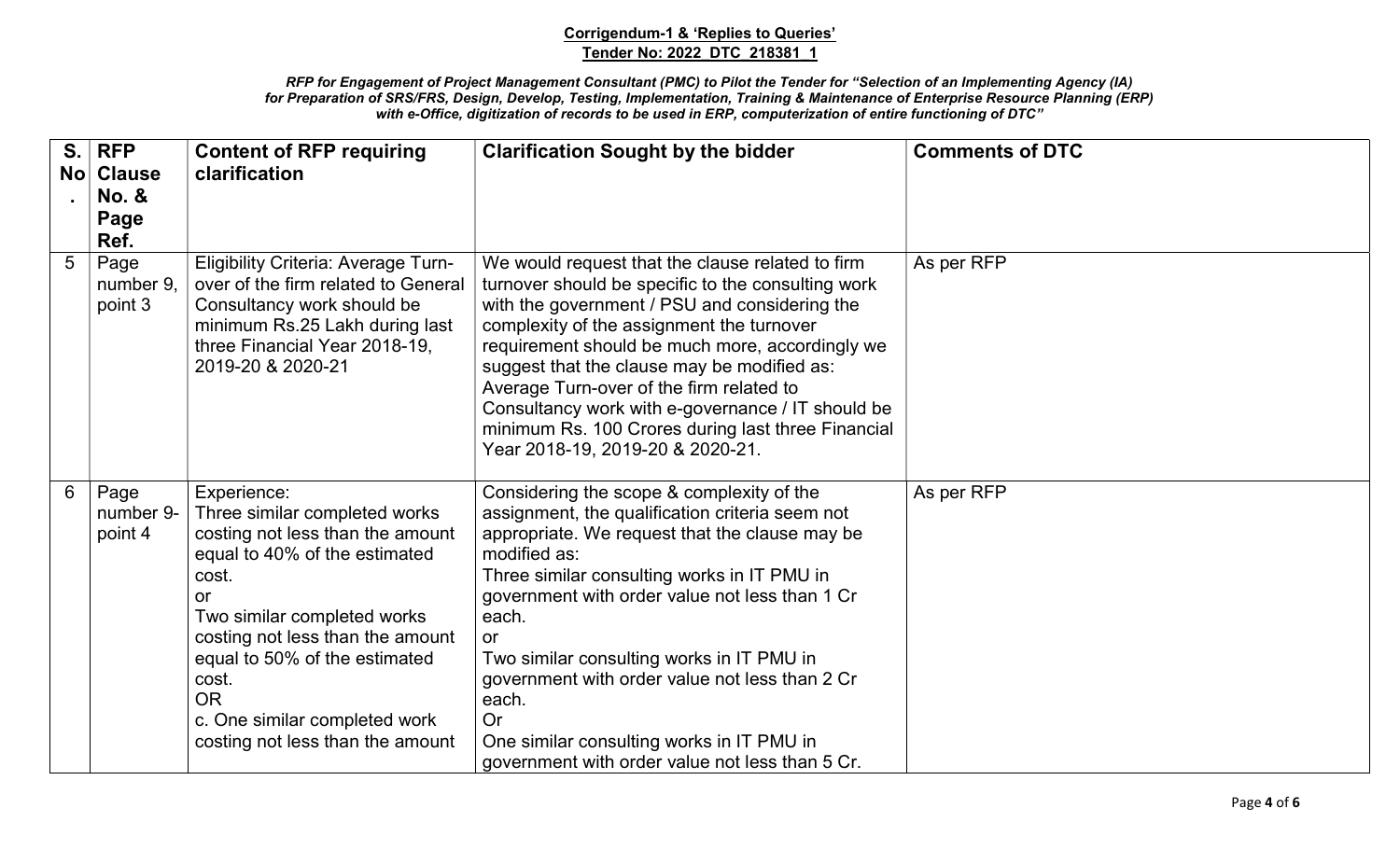**Corrigendum-1 & 'Replies to Queries'**
**Tender No: 2022_DTC_218381_1**

***RFP for Engagement of Project Management Consultant (PMC) to Pilot the Tender for "Selection of an Implementing Agency (IA) for Preparation of SRS/FRS, Design, Develop, Testing, Implementation, Training & Maintenance of Enterprise Resource Planning (ERP) with e-Office, digitization of records to be used in ERP, computerization of entire functioning of DTC"***

| S. No. | RFP Clause No. & Page Ref. | Content of RFP requiring clarification | Clarification Sought by the bidder | Comments of DTC |
|---|---|---|---|---|
| 5 | Page number 9, point 3 | Eligibility Criteria: Average Turn-over of the firm related to General Consultancy work should be minimum Rs.25 Lakh during last three Financial Year 2018-19, 2019-20 & 2020-21 | We would request that the clause related to firm turnover should be specific to the consulting work with the government / PSU and considering the complexity of the assignment the turnover requirement should be much more, accordingly we suggest that the clause may be modified as: Average Turn-over of the firm related to Consultancy work with e-governance / IT should be minimum Rs. 100 Crores during last three Financial Year 2018-19, 2019-20 & 2020-21. | As per RFP |
| 6 | Page number 9- point 4 | Experience: Three similar completed works costing not less than the amount equal to 40% of the estimated cost. or Two similar completed works costing not less than the amount equal to 50% of the estimated cost. OR c. One similar completed work costing not less than the amount | Considering the scope & complexity of the assignment, the qualification criteria seem not appropriate. We request that the clause may be modified as: Three similar consulting works in IT PMU in government with order value not less than 1 Cr each. or Two similar consulting works in IT PMU in government with order value not less than 2 Cr each. Or One similar consulting works in IT PMU in government with order value not less than 5 Cr. | As per RFP |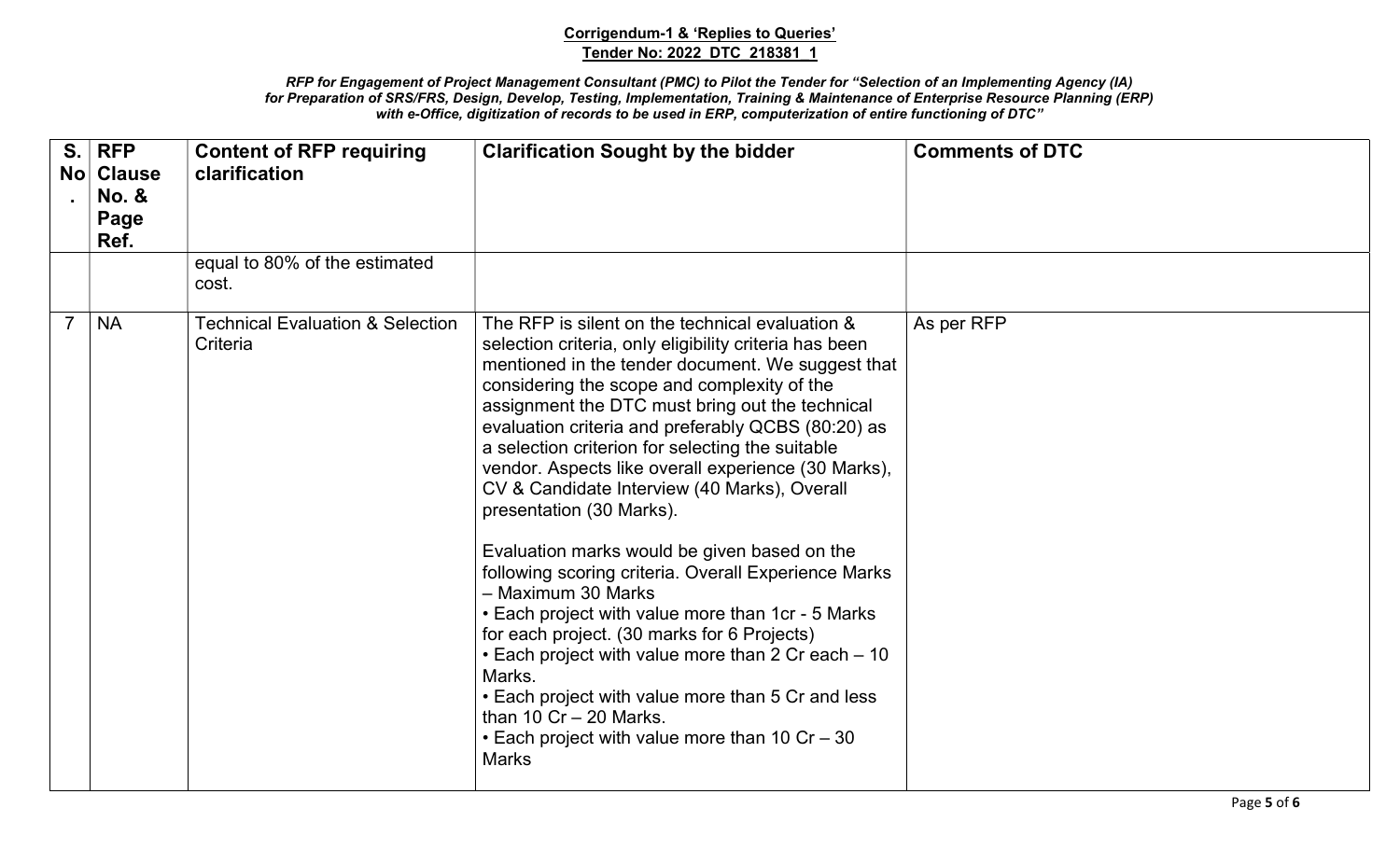**Corrigendum-1 & 'Replies to Queries'**
**Tender No: 2022_DTC_218381_1**

***RFP for Engagement of Project Management Consultant (PMC) to Pilot the Tender for "Selection of an Implementing Agency (IA) for Preparation of SRS/FRS, Design, Develop, Testing, Implementation, Training & Maintenance of Enterprise Resource Planning (ERP) with e-Office, digitization of records to be used in ERP, computerization of entire functioning of DTC"***

| S. No. | RFP Clause No. & Page Ref. | Content of RFP requiring clarification | Clarification Sought by the bidder | Comments of DTC |
|---|---|---|---|---|
| | | equal to 80% of the estimated cost. | | |
| 7 | NA | Technical Evaluation & Selection Criteria | The RFP is silent on the technical evaluation & selection criteria, only eligibility criteria has been mentioned in the tender document. We suggest that considering the scope and complexity of the assignment the DTC must bring out the technical evaluation criteria and preferably QCBS (80:20) as a selection criterion for selecting the suitable vendor. Aspects like overall experience (30 Marks), CV & Candidate Interview (40 Marks), Overall presentation (30 Marks).<br><br>Evaluation marks would be given based on the following scoring criteria. Overall Experience Marks – Maximum 30 Marks<br>• Each project with value more than 1cr - 5 Marks for each project. (30 marks for 6 Projects)<br>• Each project with value more than 2 Cr each – 10 Marks.<br>• Each project with value more than 5 Cr and less than 10 Cr – 20 Marks.<br>• Each project with value more than 10 Cr – 30 Marks | As per RFP |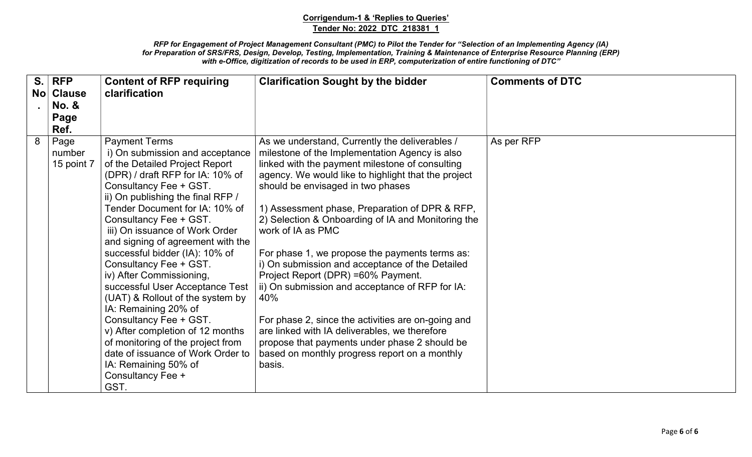**Corrigendum-1 & 'Replies to Queries'**
**Tender No: 2022_DTC_218381_1**

***RFP for Engagement of Project Management Consultant (PMC) to Pilot the Tender for "Selection of an Implementing Agency (IA) for Preparation of SRS/FRS, Design, Develop, Testing, Implementation, Training & Maintenance of Enterprise Resource Planning (ERP) with e-Office, digitization of records to be used in ERP, computerization of entire functioning of DTC"***

| S. No. | RFP Clause No. & Page Ref. | Content of RFP requiring clarification | Clarification Sought by the bidder | Comments of DTC |
|---|---|---|---|---|
| 8 | Page number 15 point 7 | Payment Terms<br>i) On submission and acceptance of the Detailed Project Report (DPR) / draft RFP for IA: 10% of Consultancy Fee + GST.<br>ii) On publishing the final RFP / Tender Document for IA: 10% of Consultancy Fee + GST.<br>iii) On issuance of Work Order and signing of agreement with the successful bidder (IA): 10% of Consultancy Fee + GST.<br>iv) After Commissioning, successful User Acceptance Test (UAT) & Rollout of the system by IA: Remaining 20% of Consultancy Fee + GST.<br>v) After completion of 12 months of monitoring of the project from date of issuance of Work Order to IA: Remaining 50% of Consultancy Fee + GST. | As we understand, Currently the deliverables / milestone of the Implementation Agency is also linked with the payment milestone of consulting agency. We would like to highlight that the project should be envisaged in two phases<br><br>1) Assessment phase, Preparation of DPR & RFP,<br>2) Selection & Onboarding of IA and Monitoring the work of IA as PMC<br><br>For phase 1, we propose the payments terms as:<br>i) On submission and acceptance of the Detailed Project Report (DPR) =60% Payment.<br>ii) On submission and acceptance of RFP for IA: 40%<br><br>For phase 2, since the activities are on-going and are linked with IA deliverables, we therefore propose that payments under phase 2 should be based on monthly progress report on a monthly basis. | As per RFP |